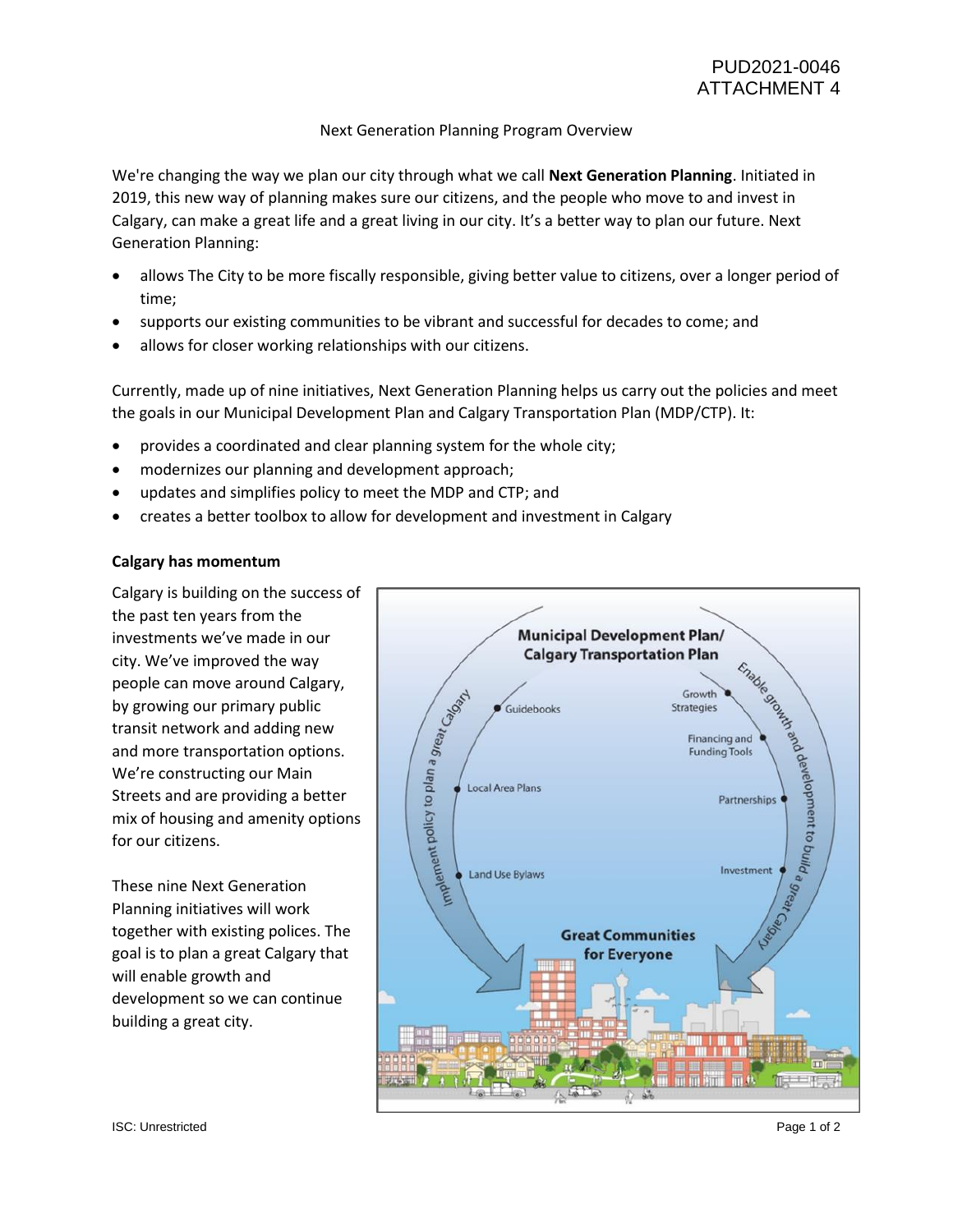PUD2021-0046
ATTACHMENT 4

Next Generation Planning Program Overview

We're changing the way we plan our city through what we call **Next Generation Planning**. Initiated in 2019, this new way of planning makes sure our citizens, and the people who move to and invest in Calgary, can make a great life and a great living in our city. It's a better way to plan our future. Next Generation Planning:

- allows The City to be more fiscally responsible, giving better value to citizens, over a longer period of time;
- supports our existing communities to be vibrant and successful for decades to come; and
- allows for closer working relationships with our citizens.

Currently, made up of nine initiatives, Next Generation Planning helps us carry out the policies and meet the goals in our Municipal Development Plan and Calgary Transportation Plan (MDP/CTP). It:

- provides a coordinated and clear planning system for the whole city;
- modernizes our planning and development approach;
- updates and simplifies policy to meet the MDP and CTP; and
- creates a better toolbox to allow for development and investment in Calgary

**Calgary has momentum**

Calgary is building on the success of the past ten years from the investments we've made in our city. We've improved the way people can move around Calgary, by growing our primary public transit network and adding new and more transportation options. We're constructing our Main Streets and are providing a better mix of housing and amenity options for our citizens.

These nine Next Generation Planning initiatives will work together with existing polices. The goal is to plan a great Calgary that will enable growth and development so we can continue building a great city.

Municipal Development Plan/ Calgary Transportation Plan

Implement policy to plan a great Calgary: Guidebooks, Local Area Plans, Land Use Bylaws

Enable growth and development to build a great Calgary: Growth Strategies, Financing and Funding Tools, Partnerships, Investment

Great Communities for Everyone

ISC: Unrestricted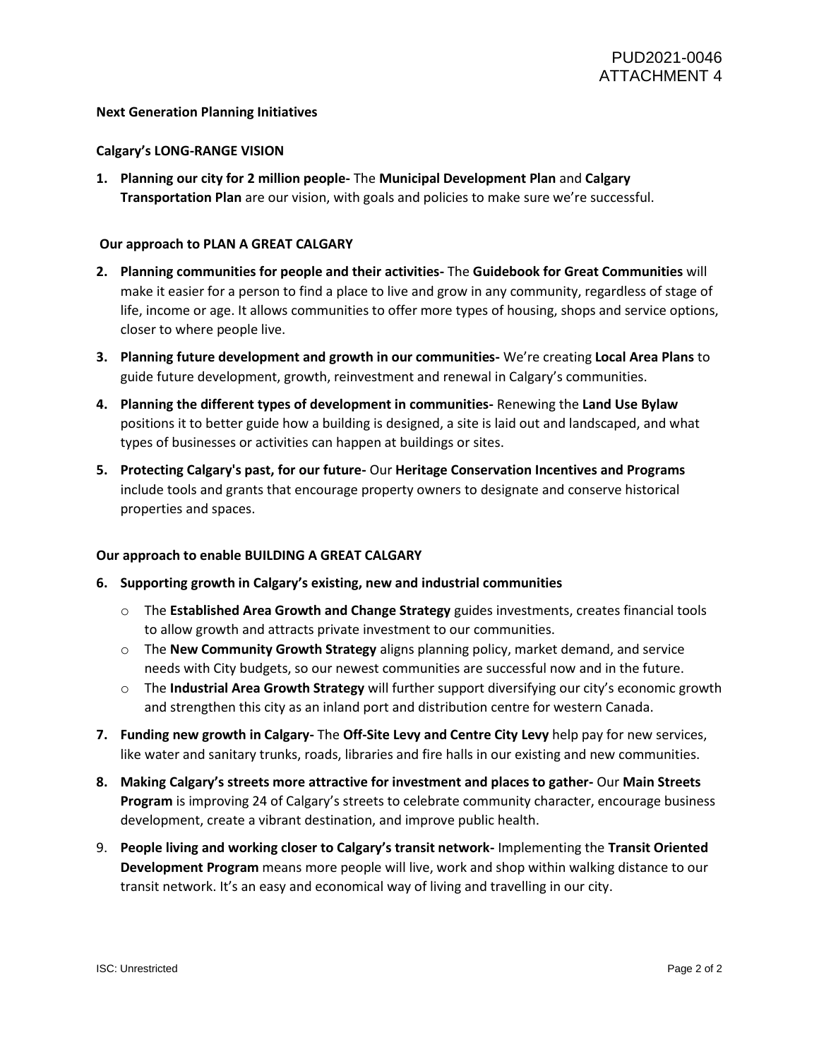PUD2021-0046
ATTACHMENT 4

**Next Generation Planning Initiatives**

**Calgary's LONG-RANGE VISION**

1. **Planning our city for 2 million people-** The **Municipal Development Plan** and **Calgary Transportation Plan** are our vision, with goals and policies to make sure we're successful.

**Our approach to PLAN A GREAT CALGARY**

2. **Planning communities for people and their activities-** The **Guidebook for Great Communities** will make it easier for a person to find a place to live and grow in any community, regardless of stage of life, income or age. It allows communities to offer more types of housing, shops and service options, closer to where people live.
3. **Planning future development and growth in our communities-** We're creating **Local Area Plans** to guide future development, growth, reinvestment and renewal in Calgary's communities.
4. **Planning the different types of development in communities-** Renewing the **Land Use Bylaw** positions it to better guide how a building is designed, a site is laid out and landscaped, and what types of businesses or activities can happen at buildings or sites.
5. **Protecting Calgary's past, for our future-** Our **Heritage Conservation Incentives and Programs** include tools and grants that encourage property owners to designate and conserve historical properties and spaces.

**Our approach to enable BUILDING A GREAT CALGARY**

6. **Supporting growth in Calgary's existing, new and industrial communities**
   - The **Established Area Growth and Change Strategy** guides investments, creates financial tools to allow growth and attracts private investment to our communities.
   - The **New Community Growth Strategy** aligns planning policy, market demand, and service needs with City budgets, so our newest communities are successful now and in the future.
   - The **Industrial Area Growth Strategy** will further support diversifying our city's economic growth and strengthen this city as an inland port and distribution centre for western Canada.
7. **Funding new growth in Calgary-** The **Off-Site Levy and Centre City Levy** help pay for new services, like water and sanitary trunks, roads, libraries and fire halls in our existing and new communities.
8. **Making Calgary's streets more attractive for investment and places to gather-** Our **Main Streets Program** is improving 24 of Calgary's streets to celebrate community character, encourage business development, create a vibrant destination, and improve public health.
9. **People living and working closer to Calgary's transit network-** Implementing the **Transit Oriented Development Program** means more people will live, work and shop within walking distance to our transit network. It's an easy and economical way of living and travelling in our city.

ISC: Unrestricted